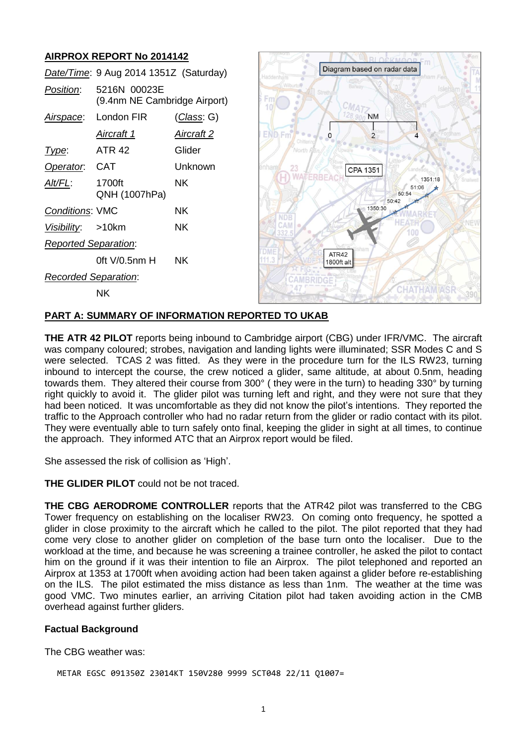## AIRPROX REPORT No 2014142

| *Date/Time*: | 9 Aug 2014 1351Z (Saturday) | |
|---|---|---|
| *Position*: | 5216N 00023E (9.4nm NE Cambridge Airport) | |
| *Airspace*: | London FIR | (*Class*: G) |
| | *Aircraft 1* | *Aircraft 2* |
| *Type*: | ATR 42 | Glider |
| *Operator*: | CAT | Unknown |
| *Alt/FL*: | 1700ft QNH (1007hPa) | NK |
| *Conditions*: | VMC | NK |
| *Visibility*: | >10km | NK |
| *Reported Separation*: | | |
| | 0ft V/0.5nm H | NK |
| *Recorded Separation*: | | |
| | NK | |

## PART A: SUMMARY OF INFORMATION REPORTED TO UKAB

**THE ATR 42 PILOT** reports being inbound to Cambridge airport (CBG) under IFR/VMC. The aircraft was company coloured; strobes, navigation and landing lights were illuminated; SSR Modes C and S were selected. TCAS 2 was fitted. As they were in the procedure turn for the ILS RW23, turning inbound to intercept the course, the crew noticed a glider, same altitude, at about 0.5nm, heading towards them. They altered their course from 300° ( they were in the turn) to heading 330° by turning right quickly to avoid it. The glider pilot was turning left and right, and they were not sure that they had been noticed. It was uncomfortable as they did not know the pilot's intentions. They reported the traffic to the Approach controller who had no radar return from the glider or radio contact with its pilot. They were eventually able to turn safely onto final, keeping the glider in sight at all times, to continue the approach. They informed ATC that an Airprox report would be filed.

She assessed the risk of collision as 'High'.

**THE GLIDER PILOT** could not be not traced.

**THE CBG AERODROME CONTROLLER** reports that the ATR42 pilot was transferred to the CBG Tower frequency on establishing on the localiser RW23. On coming onto frequency, he spotted a glider in close proximity to the aircraft which he called to the pilot. The pilot reported that they had come very close to another glider on completion of the base turn onto the localiser. Due to the workload at the time, and because he was screening a trainee controller, he asked the pilot to contact him on the ground if it was their intention to file an Airprox. The pilot telephoned and reported an Airprox at 1353 at 1700ft when avoiding action had been taken against a glider before re-establishing on the ILS. The pilot estimated the miss distance as less than 1nm. The weather at the time was good VMC. Two minutes earlier, an arriving Citation pilot had taken avoiding action in the CMB overhead against further gliders.

### Factual Background

The CBG weather was:

```
METAR EGSC 091350Z 23014KT 150V280 9999 SCT048 22/11 Q1007=
```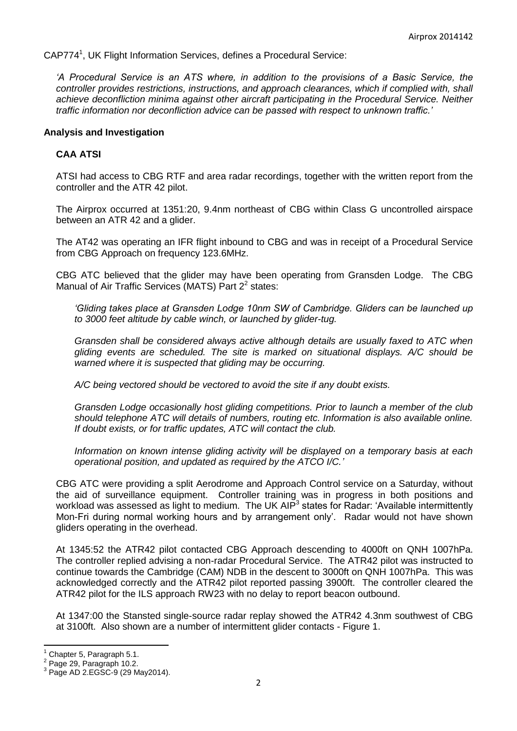CAP774[1], UK Flight Information Services, defines a Procedural Service:

*'A Procedural Service is an ATS where, in addition to the provisions of a Basic Service, the controller provides restrictions, instructions, and approach clearances, which if complied with, shall achieve deconfliction minima against other aircraft participating in the Procedural Service. Neither traffic information nor deconfliction advice can be passed with respect to unknown traffic.'*

## Analysis and Investigation

### CAA ATSI

ATSI had access to CBG RTF and area radar recordings, together with the written report from the controller and the ATR 42 pilot.

The Airprox occurred at 1351:20, 9.4nm northeast of CBG within Class G uncontrolled airspace between an ATR 42 and a glider.

The AT42 was operating an IFR flight inbound to CBG and was in receipt of a Procedural Service from CBG Approach on frequency 123.6MHz.

CBG ATC believed that the glider may have been operating from Gransden Lodge. The CBG Manual of Air Traffic Services (MATS) Part 2[2] states:

> *'Gliding takes place at Gransden Lodge 10nm SW of Cambridge. Gliders can be launched up to 3000 feet altitude by cable winch, or launched by glider-tug.*
>
> *Gransden shall be considered always active although details are usually faxed to ATC when gliding events are scheduled. The site is marked on situational displays. A/C should be warned where it is suspected that gliding may be occurring.*
>
> *A/C being vectored should be vectored to avoid the site if any doubt exists.*
>
> *Gransden Lodge occasionally host gliding competitions. Prior to launch a member of the club should telephone ATC will details of numbers, routing etc. Information is also available online. If doubt exists, or for traffic updates, ATC will contact the club.*
>
> *Information on known intense gliding activity will be displayed on a temporary basis at each operational position, and updated as required by the ATCO I/C.'*

CBG ATC were providing a split Aerodrome and Approach Control service on a Saturday, without the aid of surveillance equipment. Controller training was in progress in both positions and workload was assessed as light to medium. The UK AIP[3] states for Radar: 'Available intermittently Mon-Fri during normal working hours and by arrangement only'. Radar would not have shown gliders operating in the overhead.

At 1345:52 the ATR42 pilot contacted CBG Approach descending to 4000ft on QNH 1007hPa. The controller replied advising a non-radar Procedural Service. The ATR42 pilot was instructed to continue towards the Cambridge (CAM) NDB in the descent to 3000ft on QNH 1007hPa. This was acknowledged correctly and the ATR42 pilot reported passing 3900ft. The controller cleared the ATR42 pilot for the ILS approach RW23 with no delay to report beacon outbound.

At 1347:00 the Stansted single-source radar replay showed the ATR42 4.3nm southwest of CBG at 3100ft. Also shown are a number of intermittent glider contacts - Figure 1.

---

[1] Chapter 5, Paragraph 5.1.
[2] Page 29, Paragraph 10.2.
[3] Page AD 2.EGSC-9 (29 May2014).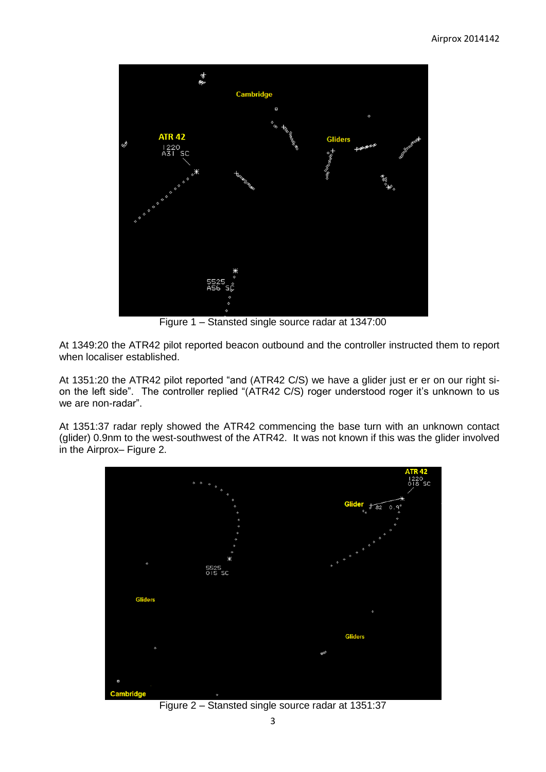Figure 1 – Stansted single source radar at 1347:00

At 1349:20 the ATR42 pilot reported beacon outbound and the controller instructed them to report when localiser established.

At 1351:20 the ATR42 pilot reported "and (ATR42 C/S) we have a glider just er er on our right si- on the left side". The controller replied "(ATR42 C/S) roger understood roger it's unknown to us we are non-radar".

At 1351:37 radar reply showed the ATR42 commencing the base turn with an unknown contact (glider) 0.9nm to the west-southwest of the ATR42. It was not known if this was the glider involved in the Airprox– Figure 2.

Figure 2 – Stansted single source radar at 1351:37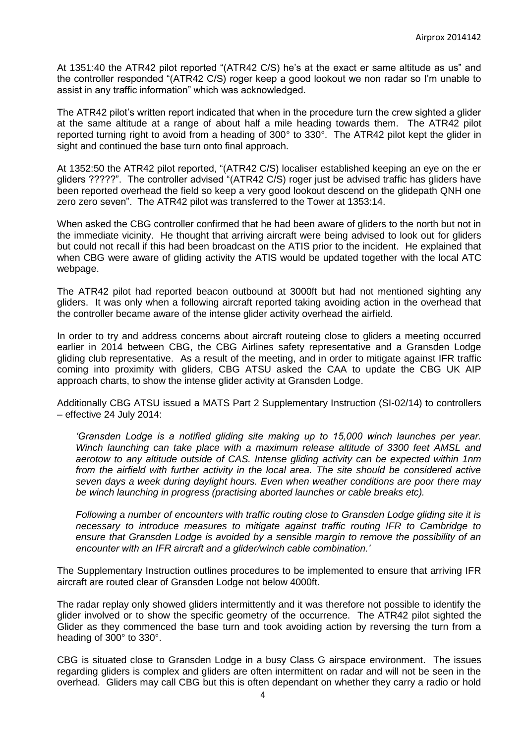At 1351:40 the ATR42 pilot reported "(ATR42 C/S) he's at the exact er same altitude as us" and the controller responded "(ATR42 C/S) roger keep a good lookout we non radar so I'm unable to assist in any traffic information" which was acknowledged.

The ATR42 pilot's written report indicated that when in the procedure turn the crew sighted a glider at the same altitude at a range of about half a mile heading towards them. The ATR42 pilot reported turning right to avoid from a heading of 300° to 330°. The ATR42 pilot kept the glider in sight and continued the base turn onto final approach.

At 1352:50 the ATR42 pilot reported, "(ATR42 C/S) localiser established keeping an eye on the er gliders ?????". The controller advised "(ATR42 C/S) roger just be advised traffic has gliders have been reported overhead the field so keep a very good lookout descend on the glidepath QNH one zero zero seven". The ATR42 pilot was transferred to the Tower at 1353:14.

When asked the CBG controller confirmed that he had been aware of gliders to the north but not in the immediate vicinity. He thought that arriving aircraft were being advised to look out for gliders but could not recall if this had been broadcast on the ATIS prior to the incident. He explained that when CBG were aware of gliding activity the ATIS would be updated together with the local ATC webpage.

The ATR42 pilot had reported beacon outbound at 3000ft but had not mentioned sighting any gliders. It was only when a following aircraft reported taking avoiding action in the overhead that the controller became aware of the intense glider activity overhead the airfield.

In order to try and address concerns about aircraft routeing close to gliders a meeting occurred earlier in 2014 between CBG, the CBG Airlines safety representative and a Gransden Lodge gliding club representative. As a result of the meeting, and in order to mitigate against IFR traffic coming into proximity with gliders, CBG ATSU asked the CAA to update the CBG UK AIP approach charts, to show the intense glider activity at Gransden Lodge.

Additionally CBG ATSU issued a MATS Part 2 Supplementary Instruction (SI-02/14) to controllers – effective 24 July 2014:

> *'Gransden Lodge is a notified gliding site making up to 15,000 winch launches per year. Winch launching can take place with a maximum release altitude of 3300 feet AMSL and aerotow to any altitude outside of CAS. Intense gliding activity can be expected within 1nm from the airfield with further activity in the local area. The site should be considered active seven days a week during daylight hours. Even when weather conditions are poor there may be winch launching in progress (practising aborted launches or cable breaks etc).*
>
> *Following a number of encounters with traffic routing close to Gransden Lodge gliding site it is necessary to introduce measures to mitigate against traffic routing IFR to Cambridge to ensure that Gransden Lodge is avoided by a sensible margin to remove the possibility of an encounter with an IFR aircraft and a glider/winch cable combination.'*

The Supplementary Instruction outlines procedures to be implemented to ensure that arriving IFR aircraft are routed clear of Gransden Lodge not below 4000ft.

The radar replay only showed gliders intermittently and it was therefore not possible to identify the glider involved or to show the specific geometry of the occurrence. The ATR42 pilot sighted the Glider as they commenced the base turn and took avoiding action by reversing the turn from a heading of 300° to 330°.

CBG is situated close to Gransden Lodge in a busy Class G airspace environment. The issues regarding gliders is complex and gliders are often intermittent on radar and will not be seen in the overhead. Gliders may call CBG but this is often dependant on whether they carry a radio or hold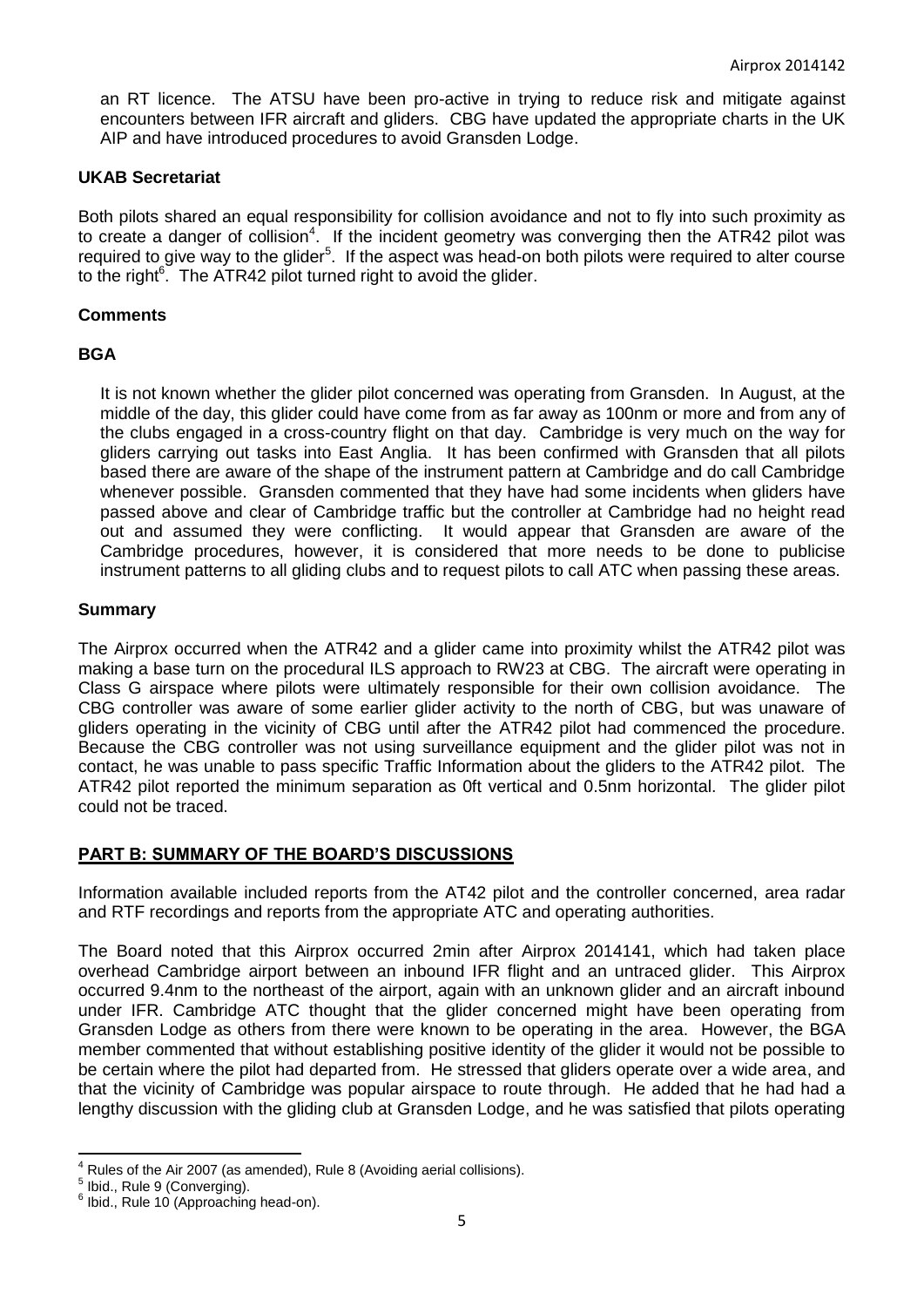an RT licence. The ATSU have been pro-active in trying to reduce risk and mitigate against encounters between IFR aircraft and gliders. CBG have updated the appropriate charts in the UK AIP and have introduced procedures to avoid Gransden Lodge.

### UKAB Secretariat

Both pilots shared an equal responsibility for collision avoidance and not to fly into such proximity as to create a danger of collision[4]. If the incident geometry was converging then the ATR42 pilot was required to give way to the glider[5]. If the aspect was head-on both pilots were required to alter course to the right[6]. The ATR42 pilot turned right to avoid the glider.

### Comments

### BGA

It is not known whether the glider pilot concerned was operating from Gransden. In August, at the middle of the day, this glider could have come from as far away as 100nm or more and from any of the clubs engaged in a cross-country flight on that day. Cambridge is very much on the way for gliders carrying out tasks into East Anglia. It has been confirmed with Gransden that all pilots based there are aware of the shape of the instrument pattern at Cambridge and do call Cambridge whenever possible. Gransden commented that they have had some incidents when gliders have passed above and clear of Cambridge traffic but the controller at Cambridge had no height read out and assumed they were conflicting. It would appear that Gransden are aware of the Cambridge procedures, however, it is considered that more needs to be done to publicise instrument patterns to all gliding clubs and to request pilots to call ATC when passing these areas.

### Summary

The Airprox occurred when the ATR42 and a glider came into proximity whilst the ATR42 pilot was making a base turn on the procedural ILS approach to RW23 at CBG. The aircraft were operating in Class G airspace where pilots were ultimately responsible for their own collision avoidance. The CBG controller was aware of some earlier glider activity to the north of CBG, but was unaware of gliders operating in the vicinity of CBG until after the ATR42 pilot had commenced the procedure. Because the CBG controller was not using surveillance equipment and the glider pilot was not in contact, he was unable to pass specific Traffic Information about the gliders to the ATR42 pilot. The ATR42 pilot reported the minimum separation as 0ft vertical and 0.5nm horizontal. The glider pilot could not be traced.

## PART B: SUMMARY OF THE BOARD'S DISCUSSIONS

Information available included reports from the AT42 pilot and the controller concerned, area radar and RTF recordings and reports from the appropriate ATC and operating authorities.

The Board noted that this Airprox occurred 2min after Airprox 2014141, which had taken place overhead Cambridge airport between an inbound IFR flight and an untraced glider. This Airprox occurred 9.4nm to the northeast of the airport, again with an unknown glider and an aircraft inbound under IFR. Cambridge ATC thought that the glider concerned might have been operating from Gransden Lodge as others from there were known to be operating in the area. However, the BGA member commented that without establishing positive identity of the glider it would not be possible to be certain where the pilot had departed from. He stressed that gliders operate over a wide area, and that the vicinity of Cambridge was popular airspace to route through. He added that he had had a lengthy discussion with the gliding club at Gransden Lodge, and he was satisfied that pilots operating

---

[4] Rules of the Air 2007 (as amended), Rule 8 (Avoiding aerial collisions).

[5] Ibid., Rule 9 (Converging).

[6] Ibid., Rule 10 (Approaching head-on).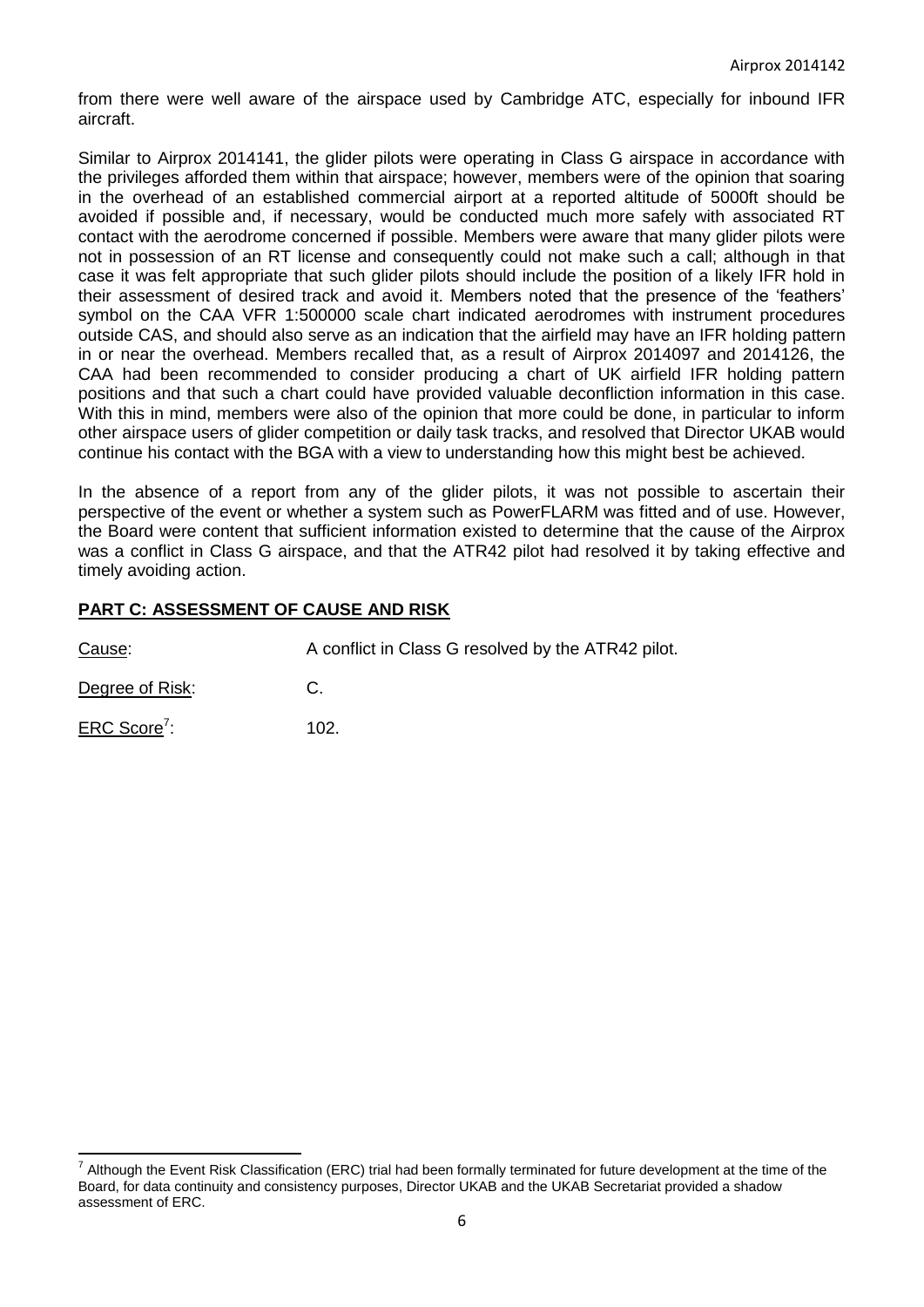from there were well aware of the airspace used by Cambridge ATC, especially for inbound IFR aircraft.

Similar to Airprox 2014141, the glider pilots were operating in Class G airspace in accordance with the privileges afforded them within that airspace; however, members were of the opinion that soaring in the overhead of an established commercial airport at a reported altitude of 5000ft should be avoided if possible and, if necessary, would be conducted much more safely with associated RT contact with the aerodrome concerned if possible. Members were aware that many glider pilots were not in possession of an RT license and consequently could not make such a call; although in that case it was felt appropriate that such glider pilots should include the position of a likely IFR hold in their assessment of desired track and avoid it. Members noted that the presence of the 'feathers' symbol on the CAA VFR 1:500000 scale chart indicated aerodromes with instrument procedures outside CAS, and should also serve as an indication that the airfield may have an IFR holding pattern in or near the overhead. Members recalled that, as a result of Airprox 2014097 and 2014126, the CAA had been recommended to consider producing a chart of UK airfield IFR holding pattern positions and that such a chart could have provided valuable deconfliction information in this case. With this in mind, members were also of the opinion that more could be done, in particular to inform other airspace users of glider competition or daily task tracks, and resolved that Director UKAB would continue his contact with the BGA with a view to understanding how this might best be achieved.

In the absence of a report from any of the glider pilots, it was not possible to ascertain their perspective of the event or whether a system such as PowerFLARM was fitted and of use. However, the Board were content that sufficient information existed to determine that the cause of the Airprox was a conflict in Class G airspace, and that the ATR42 pilot had resolved it by taking effective and timely avoiding action.

## PART C: ASSESSMENT OF CAUSE AND RISK

Cause: A conflict in Class G resolved by the ATR42 pilot.

Degree of Risk: C.

ERC Score[7]: 102.

[7] Although the Event Risk Classification (ERC) trial had been formally terminated for future development at the time of the Board, for data continuity and consistency purposes, Director UKAB and the UKAB Secretariat provided a shadow assessment of ERC.